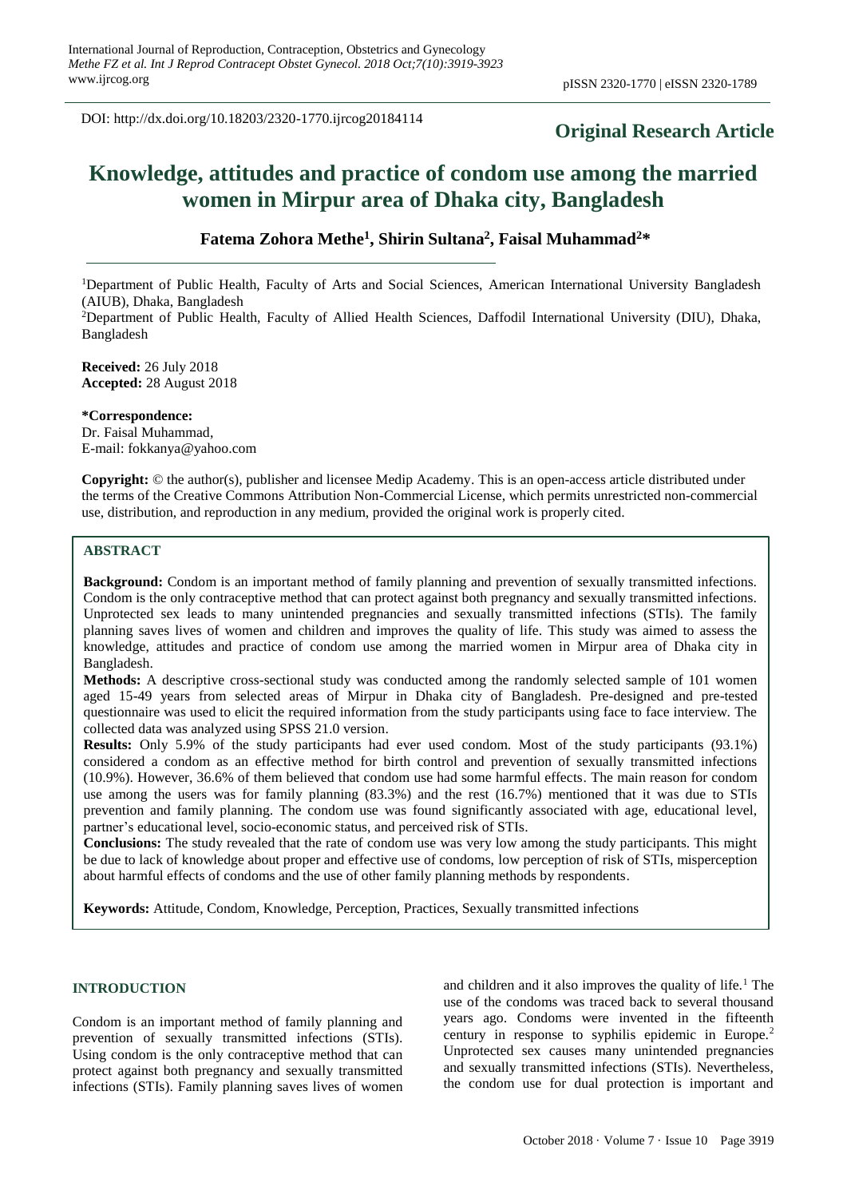DOI: http://dx.doi.org/10.18203/2320-1770.ijrcog20184114

**Original Research Article**

# Knowledge, attitudes and practice of condom use among the married women in Mirpur area of Dhaka city, Bangladesh

**Fatema Zohora Methe[1], Shirin Sultana[2], Faisal Muhammad[2]***

[1]Department of Public Health, Faculty of Arts and Social Sciences, American International University Bangladesh (AIUB), Dhaka, Bangladesh

[2]Department of Public Health, Faculty of Allied Health Sciences, Daffodil International University (DIU), Dhaka, Bangladesh

**Received:** 26 July 2018
**Accepted:** 28 August 2018

***Correspondence:**
Dr. Faisal Muhammad,
E-mail: fokkanya@yahoo.com

**Copyright:** © the author(s), publisher and licensee Medip Academy. This is an open-access article distributed under the terms of the Creative Commons Attribution Non-Commercial License, which permits unrestricted non-commercial use, distribution, and reproduction in any medium, provided the original work is properly cited.

## ABSTRACT

**Background:** Condom is an important method of family planning and prevention of sexually transmitted infections. Condom is the only contraceptive method that can protect against both pregnancy and sexually transmitted infections. Unprotected sex leads to many unintended pregnancies and sexually transmitted infections (STIs). The family planning saves lives of women and children and improves the quality of life. This study was aimed to assess the knowledge, attitudes and practice of condom use among the married women in Mirpur area of Dhaka city in Bangladesh.

**Methods:** A descriptive cross-sectional study was conducted among the randomly selected sample of 101 women aged 15-49 years from selected areas of Mirpur in Dhaka city of Bangladesh. Pre-designed and pre-tested questionnaire was used to elicit the required information from the study participants using face to face interview. The collected data was analyzed using SPSS 21.0 version.

**Results:** Only 5.9% of the study participants had ever used condom. Most of the study participants (93.1%) considered a condom as an effective method for birth control and prevention of sexually transmitted infections (10.9%). However, 36.6% of them believed that condom use had some harmful effects. The main reason for condom use among the users was for family planning (83.3%) and the rest (16.7%) mentioned that it was due to STIs prevention and family planning. The condom use was found significantly associated with age, educational level, partner's educational level, socio-economic status, and perceived risk of STIs.

**Conclusions:** The study revealed that the rate of condom use was very low among the study participants. This might be due to lack of knowledge about proper and effective use of condoms, low perception of risk of STIs, misperception about harmful effects of condoms and the use of other family planning methods by respondents.

**Keywords:** Attitude, Condom, Knowledge, Perception, Practices, Sexually transmitted infections

## INTRODUCTION

Condom is an important method of family planning and prevention of sexually transmitted infections (STIs). Using condom is the only contraceptive method that can protect against both pregnancy and sexually transmitted infections (STIs). Family planning saves lives of women and children and it also improves the quality of life.[1] The use of the condoms was traced back to several thousand years ago. Condoms were invented in the fifteenth century in response to syphilis epidemic in Europe.[2] Unprotected sex causes many unintended pregnancies and sexually transmitted infections (STIs). Nevertheless, the condom use for dual protection is important and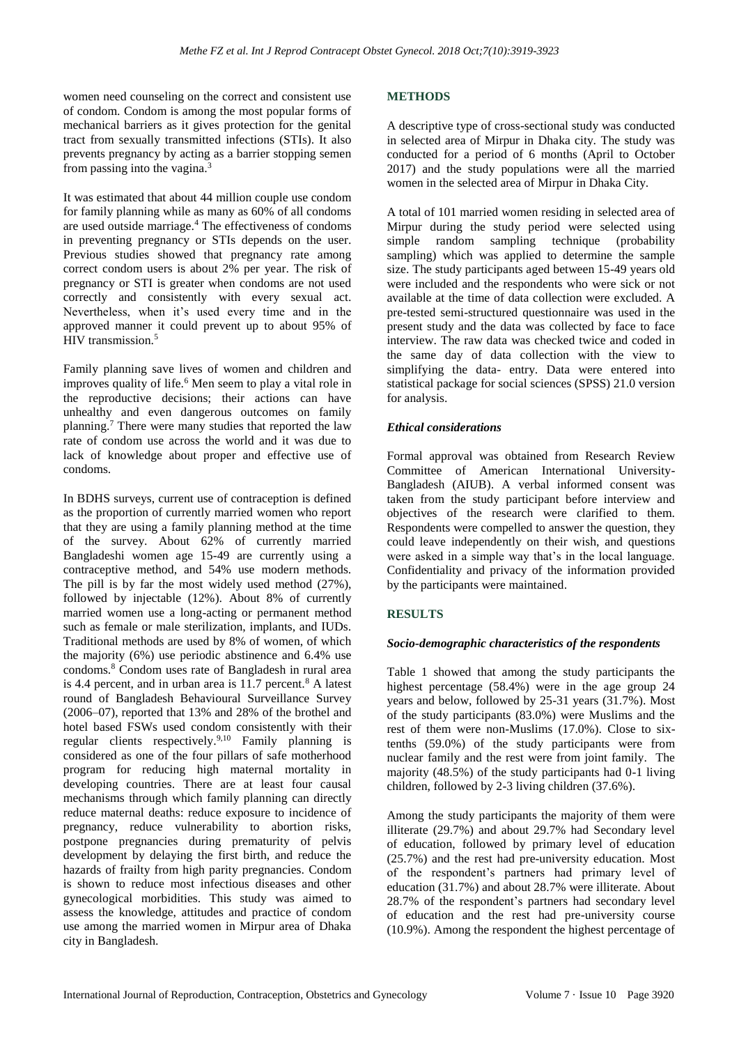women need counseling on the correct and consistent use of condom. Condom is among the most popular forms of mechanical barriers as it gives protection for the genital tract from sexually transmitted infections (STIs). It also prevents pregnancy by acting as a barrier stopping semen from passing into the vagina.[3]

It was estimated that about 44 million couple use condom for family planning while as many as 60% of all condoms are used outside marriage.[4] The effectiveness of condoms in preventing pregnancy or STIs depends on the user. Previous studies showed that pregnancy rate among correct condom users is about 2% per year. The risk of pregnancy or STI is greater when condoms are not used correctly and consistently with every sexual act. Nevertheless, when it's used every time and in the approved manner it could prevent up to about 95% of HIV transmission.[5]

Family planning save lives of women and children and improves quality of life.[6] Men seem to play a vital role in the reproductive decisions; their actions can have unhealthy and even dangerous outcomes on family planning.[7] There were many studies that reported the law rate of condom use across the world and it was due to lack of knowledge about proper and effective use of condoms.

In BDHS surveys, current use of contraception is defined as the proportion of currently married women who report that they are using a family planning method at the time of the survey. About 62% of currently married Bangladeshi women age 15-49 are currently using a contraceptive method, and 54% use modern methods. The pill is by far the most widely used method (27%), followed by injectable (12%). About 8% of currently married women use a long-acting or permanent method such as female or male sterilization, implants, and IUDs. Traditional methods are used by 8% of women, of which the majority (6%) use periodic abstinence and 6.4% use condoms.[8] Condom uses rate of Bangladesh in rural area is 4.4 percent, and in urban area is 11.7 percent.[8] A latest round of Bangladesh Behavioural Surveillance Survey (2006–07), reported that 13% and 28% of the brothel and hotel based FSWs used condom consistently with their regular clients respectively.[9,10] Family planning is considered as one of the four pillars of safe motherhood program for reducing high maternal mortality in developing countries. There are at least four causal mechanisms through which family planning can directly reduce maternal deaths: reduce exposure to incidence of pregnancy, reduce vulnerability to abortion risks, postpone pregnancies during prematurity of pelvis development by delaying the first birth, and reduce the hazards of frailty from high parity pregnancies. Condom is shown to reduce most infectious diseases and other gynecological morbidities. This study was aimed to assess the knowledge, attitudes and practice of condom use among the married women in Mirpur area of Dhaka city in Bangladesh.

## METHODS

A descriptive type of cross-sectional study was conducted in selected area of Mirpur in Dhaka city. The study was conducted for a period of 6 months (April to October 2017) and the study populations were all the married women in the selected area of Mirpur in Dhaka City.

A total of 101 married women residing in selected area of Mirpur during the study period were selected using simple random sampling technique (probability sampling) which was applied to determine the sample size. The study participants aged between 15-49 years old were included and the respondents who were sick or not available at the time of data collection were excluded. A pre-tested semi-structured questionnaire was used in the present study and the data was collected by face to face interview. The raw data was checked twice and coded in the same day of data collection with the view to simplifying the data- entry. Data were entered into statistical package for social sciences (SPSS) 21.0 version for analysis.

### *Ethical considerations*

Formal approval was obtained from Research Review Committee of American International University-Bangladesh (AIUB). A verbal informed consent was taken from the study participant before interview and objectives of the research were clarified to them. Respondents were compelled to answer the question, they could leave independently on their wish, and questions were asked in a simple way that's in the local language. Confidentiality and privacy of the information provided by the participants were maintained.

## RESULTS

### *Socio-demographic characteristics of the respondents*

Table 1 showed that among the study participants the highest percentage (58.4%) were in the age group 24 years and below, followed by 25-31 years (31.7%). Most of the study participants (83.0%) were Muslims and the rest of them were non-Muslims (17.0%). Close to six-tenths (59.0%) of the study participants were from nuclear family and the rest were from joint family. The majority (48.5%) of the study participants had 0-1 living children, followed by 2-3 living children (37.6%).

Among the study participants the majority of them were illiterate (29.7%) and about 29.7% had Secondary level of education, followed by primary level of education (25.7%) and the rest had pre-university education. Most of the respondent's partners had primary level of education (31.7%) and about 28.7% were illiterate. About 28.7% of the respondent's partners had secondary level of education and the rest had pre-university course (10.9%). Among the respondent the highest percentage of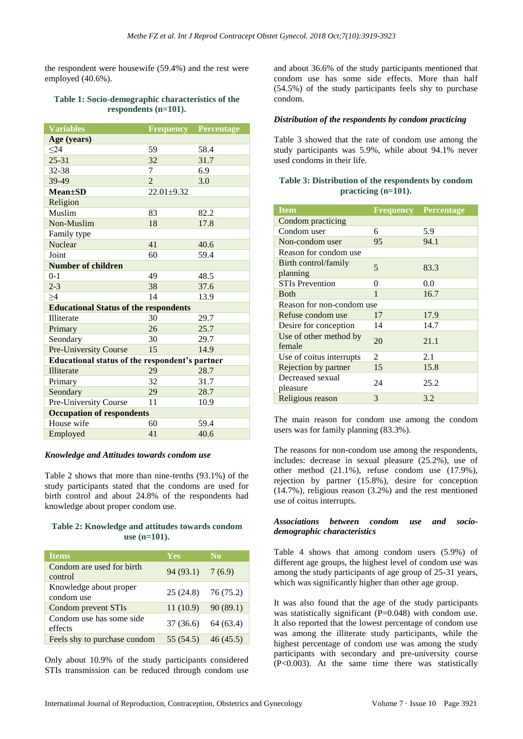the respondent were housewife (59.4%) and the rest were employed (40.6%).

**Table 1: Socio-demographic characteristics of the respondents (n=101).**

| Variables | Frequency | Percentage |
|---|---|---|
| **Age (years)** | | |
| ≤24 | 59 | 58.4 |
| 25-31 | 32 | 31.7 |
| 32-38 | 7 | 6.9 |
| 39-49 | 2 | 3.0 |
| **Mean±SD** | 22.01±9.32 | |
| Religion | | |
| Muslim | 83 | 82.2 |
| Non-Muslim | 18 | 17.8 |
| Family type | | |
| Nuclear | 41 | 40.6 |
| Joint | 60 | 59.4 |
| **Number of children** | | |
| 0-1 | 49 | 48.5 |
| 2-3 | 38 | 37.6 |
| ≥4 | 14 | 13.9 |
| **Educational Status of the respondents** | | |
| Illiterate | 30 | 29.7 |
| Primary | 26 | 25.7 |
| Seondary | 30 | 29.7 |
| Pre-University Course | 15 | 14.9 |
| **Educational status of the respondent's partner** | | |
| Illiterate | 29 | 28.7 |
| Primary | 32 | 31.7 |
| Seondary | 29 | 28.7 |
| Pre-University Course | 11 | 10.9 |
| **Occupation of respondents** | | |
| House wife | 60 | 59.4 |
| Employed | 41 | 40.6 |

***Knowledge and Attitudes towards condom use***

Table 2 shows that more than nine-tenths (93.1%) of the study participants stated that the condoms are used for birth control and about 24.8% of the respondents had knowledge about proper condom use.

**Table 2: Knowledge and attitudes towards condom use (n=101).**

| Items | Yes | No |
|---|---|---|
| Condom are used for birth control | 94 (93.1) | 7 (6.9) |
| Knowledge about proper condom use | 25 (24.8) | 76 (75.2) |
| Condom prevent STIs | 11 (10.9) | 90 (89.1) |
| Condom use has some side effects | 37 (36.6) | 64 (63.4) |
| Feels shy to purchase condom | 55 (54.5) | 46 (45.5) |

Only about 10.9% of the study participants considered STIs transmission can be reduced through condom use and about 36.6% of the study participants mentioned that condom use has some side effects. More than half (54.5%) of the study participants feels shy to purchase condom.

***Distribution of the respondents by condom practicing***

Table 3 showed that the rate of condom use among the study participants was 5.9%, while about 94.1% never used condoms in their life.

**Table 3: Distribution of the respondents by condom practicing (n=101).**

| Item | Frequency | Percentage |
|---|---|---|
| Condom practicing | | |
| Condom user | 6 | 5.9 |
| Non-condom user | 95 | 94.1 |
| Reason for condom use | | |
| Birth control/family planning | 5 | 83.3 |
| STIs Prevention | 0 | 0.0 |
| Both | 1 | 16.7 |
| Reason for non-condom use | | |
| Refuse condom use | 17 | 17.9 |
| Desire for conception | 14 | 14.7 |
| Use of other method by female | 20 | 21.1 |
| Use of coitus interrupts | 2 | 2.1 |
| Rejection by partner | 15 | 15.8 |
| Decreased sexual pleasure | 24 | 25.2 |
| Religious reason | 3 | 3.2 |

The main reason for condom use among the condom users was for family planning (83.3%).

The reasons for non-condom use among the respondents, includes: decrease in sexual pleasure (25.2%), use of other method (21.1%), refuse condom use (17.9%), rejection by partner (15.8%), desire for conception (14.7%), religious reason (3.2%) and the rest mentioned use of coitus interrupts.

***Associations between condom use and socio-demographic characteristics***

Table 4 shows that among condom users (5.9%) of different age groups, the highest level of condom use was among the study participants of age group of 25-31 years, which was significantly higher than other age group.

It was also found that the age of the study participants was statistically significant (P=0.048) with condom use. It also reported that the lowest percentage of condom use was among the illiterate study participants, while the highest percentage of condom use was among the study participants with secondary and pre-university course (P<0.003). At the same time there was statistically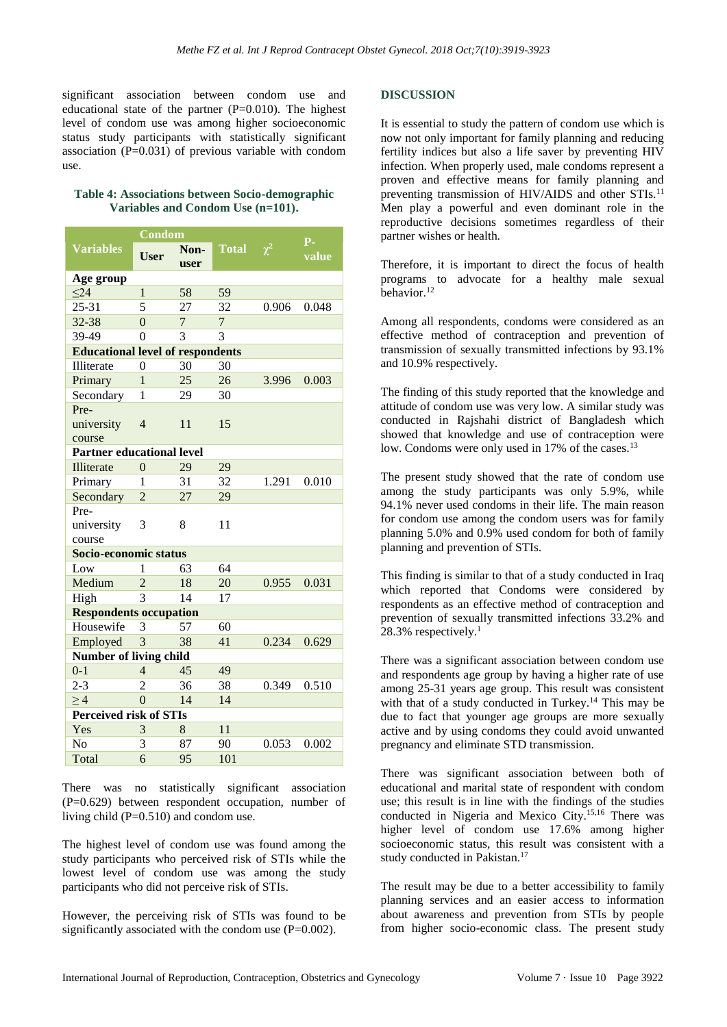significant association between condom use and educational state of the partner (P=0.010). The highest level of condom use was among higher socioeconomic status study participants with statistically significant association (P=0.031) of previous variable with condom use.

**Table 4: Associations between Socio-demographic Variables and Condom Use (n=101).**

| Variables | Condom | | Total | $\chi^2$ | P-value |
|---|---|---|---|---|---|
| | User | Non-user | | | |
| **Age group** | | | | | |
| ≤24 | 1 | 58 | 59 | | |
| 25-31 | 5 | 27 | 32 | 0.906 | 0.048 |
| 32-38 | 0 | 7 | 7 | | |
| 39-49 | 0 | 3 | 3 | | |
| **Educational level of respondents** | | | | | |
| Illiterate | 0 | 30 | 30 | | |
| Primary | 1 | 25 | 26 | 3.996 | 0.003 |
| Secondary | 1 | 29 | 30 | | |
| Pre-university course | 4 | 11 | 15 | | |
| **Partner educational level** | | | | | |
| Illiterate | 0 | 29 | 29 | | |
| Primary | 1 | 31 | 32 | 1.291 | 0.010 |
| Secondary | 2 | 27 | 29 | | |
| Pre-university course | 3 | 8 | 11 | | |
| **Socio-economic status** | | | | | |
| Low | 1 | 63 | 64 | | |
| Medium | 2 | 18 | 20 | 0.955 | 0.031 |
| High | 3 | 14 | 17 | | |
| **Respondents occupation** | | | | | |
| Housewife | 3 | 57 | 60 | | |
| Employed | 3 | 38 | 41 | 0.234 | 0.629 |
| **Number of living child** | | | | | |
| 0-1 | 4 | 45 | 49 | | |
| 2-3 | 2 | 36 | 38 | 0.349 | 0.510 |
| ≥ 4 | 0 | 14 | 14 | | |
| **Perceived risk of STIs** | | | | | |
| Yes | 3 | 8 | 11 | | |
| No | 3 | 87 | 90 | 0.053 | 0.002 |
| Total | 6 | 95 | 101 | | |

There was no statistically significant association (P=0.629) between respondent occupation, number of living child (P=0.510) and condom use.

The highest level of condom use was found among the study participants who perceived risk of STIs while the lowest level of condom use was among the study participants who did not perceive risk of STIs.

However, the perceiving risk of STIs was found to be significantly associated with the condom use (P=0.002).

## DISCUSSION

It is essential to study the pattern of condom use which is now not only important for family planning and reducing fertility indices but also a life saver by preventing HIV infection. When properly used, male condoms represent a proven and effective means for family planning and preventing transmission of HIV/AIDS and other STIs.[11] Men play a powerful and even dominant role in the reproductive decisions sometimes regardless of their partner wishes or health.

Therefore, it is important to direct the focus of health programs to advocate for a healthy male sexual behavior.[12]

Among all respondents, condoms were considered as an effective method of contraception and prevention of transmission of sexually transmitted infections by 93.1% and 10.9% respectively.

The finding of this study reported that the knowledge and attitude of condom use was very low. A similar study was conducted in Rajshahi district of Bangladesh which showed that knowledge and use of contraception were low. Condoms were only used in 17% of the cases.[13]

The present study showed that the rate of condom use among the study participants was only 5.9%, while 94.1% never used condoms in their life. The main reason for condom use among the condom users was for family planning 5.0% and 0.9% used condom for both of family planning and prevention of STIs.

This finding is similar to that of a study conducted in Iraq which reported that Condoms were considered by respondents as an effective method of contraception and prevention of sexually transmitted infections 33.2% and 28.3% respectively.[1]

There was a significant association between condom use and respondents age group by having a higher rate of use among 25-31 years age group. This result was consistent with that of a study conducted in Turkey.[14] This may be due to fact that younger age groups are more sexually active and by using condoms they could avoid unwanted pregnancy and eliminate STD transmission.

There was significant association between both of educational and marital state of respondent with condom use; this result is in line with the findings of the studies conducted in Nigeria and Mexico City.[15,16] There was higher level of condom use 17.6% among higher socioeconomic status, this result was consistent with a study conducted in Pakistan.[17]

The result may be due to a better accessibility to family planning services and an easier access to information about awareness and prevention from STIs by people from higher socio-economic class. The present study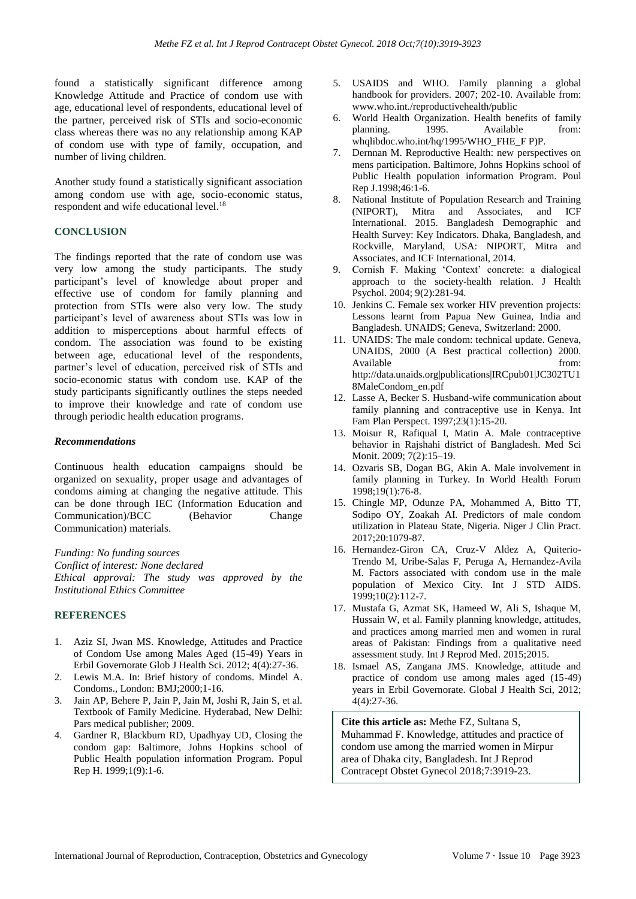found a statistically significant difference among Knowledge Attitude and Practice of condom use with age, educational level of respondents, educational level of the partner, perceived risk of STIs and socio-economic class whereas there was no any relationship among KAP of condom use with type of family, occupation, and number of living children.

Another study found a statistically significant association among condom use with age, socio-economic status, respondent and wife educational level.[18]

## CONCLUSION

The findings reported that the rate of condom use was very low among the study participants. The study participant's level of knowledge about proper and effective use of condom for family planning and protection from STIs were also very low. The study participant's level of awareness about STIs was low in addition to misperceptions about harmful effects of condom. The association was found to be existing between age, educational level of the respondents, partner's level of education, perceived risk of STIs and socio-economic status with condom use. KAP of the study participants significantly outlines the steps needed to improve their knowledge and rate of condom use through periodic health education programs.

### *Recommendations*

Continuous health education campaigns should be organized on sexuality, proper usage and advantages of condoms aiming at changing the negative attitude. This can be done through IEC (Information Education and Communication)/BCC (Behavior Change Communication) materials.

*Funding: No funding sources*
*Conflict of interest: None declared*
*Ethical approval: The study was approved by the Institutional Ethics Committee*

## REFERENCES

1. Aziz SI, Jwan MS. Knowledge, Attitudes and Practice of Condom Use among Males Aged (15-49) Years in Erbil Governorate Glob J Health Sci. 2012; 4(4):27-36.
2. Lewis M.A. In: Brief history of condoms. Mindel A. Condoms., London: BMJ;2000;1-16.
3. Jain AP, Behere P, Jain P, Jain M, Joshi R, Jain S, et al. Textbook of Family Medicine. Hyderabad, New Delhi: Pars medical publisher; 2009.
4. Gardner R, Blackburn RD, Upadhyay UD, Closing the condom gap: Baltimore, Johns Hopkins school of Public Health population information Program. Popul Rep H. 1999;1(9):1-6.
5. USAIDS and WHO. Family planning a global handbook for providers. 2007; 202-10. Available from: www.who.int./reproductivehealth/public
6. World Health Organization. Health benefits of family planning. 1995. Available from: whqlibdoc.who.int/hq/1995/WHO_FHE_F P)P.
7. Dernnan M. Reproductive Health: new perspectives on mens participation. Baltimore, Johns Hopkins school of Public Health population information Program. Poul Rep J.1998;46:1-6.
8. National Institute of Population Research and Training (NIPORT), Mitra and Associates, and ICF International. 2015. Bangladesh Demographic and Health Survey: Key Indicators. Dhaka, Bangladesh, and Rockville, Maryland, USA: NIPORT, Mitra and Associates, and ICF International, 2014.
9. Cornish F. Making 'Context' concrete: a dialogical approach to the society-health relation. J Health Psychol. 2004; 9(2):281-94.
10. Jenkins C. Female sex worker HIV prevention projects: Lessons learnt from Papua New Guinea, India and Bangladesh. UNAIDS; Geneva, Switzerland: 2000.
11. UNAIDS: The male condom: technical update. Geneva, UNAIDS, 2000 (A Best practical collection) 2000. Available from: http://data.unaids.org|publications|IRCpub01|JC302TU18MaleCondom_en.pdf
12. Lasse A, Becker S. Husband-wife communication about family planning and contraceptive use in Kenya. Int Fam Plan Perspect. 1997;23(1):15-20.
13. Moisur R, Rafiqual I, Matin A. Male contraceptive behavior in Rajshahi district of Bangladesh. Med Sci Monit. 2009; 7(2):15–19.
14. Ozvaris SB, Dogan BG, Akin A. Male involvement in family planning in Turkey. In World Health Forum 1998;19(1):76-8.
15. Chingle MP, Odunze PA, Mohammed A, Bitto TT, Sodipo OY, Zoakah AI. Predictors of male condom utilization in Plateau State, Nigeria. Niger J Clin Pract. 2017;20:1079-87.
16. Hernandez-Giron CA, Cruz-V Aldez A, Quiterio-Trendo M, Uribe-Salas F, Peruga A, Hernandez-Avila M. Factors associated with condom use in the male population of Mexico City. Int J STD AIDS. 1999;10(2):112-7.
17. Mustafa G, Azmat SK, Hameed W, Ali S, Ishaque M, Hussain W, et al. Family planning knowledge, attitudes, and practices among married men and women in rural areas of Pakistan: Findings from a qualitative need assessment study. Int J Reprod Med. 2015;2015.
18. Ismael AS, Zangana JMS. Knowledge, attitude and practice of condom use among males aged (15-49) years in Erbil Governorate. Global J Health Sci, 2012; 4(4):27-36.

**Cite this article as:** Methe FZ, Sultana S, Muhammad F. Knowledge, attitudes and practice of condom use among the married women in Mirpur area of Dhaka city, Bangladesh. Int J Reprod Contracept Obstet Gynecol 2018;7:3919-23.